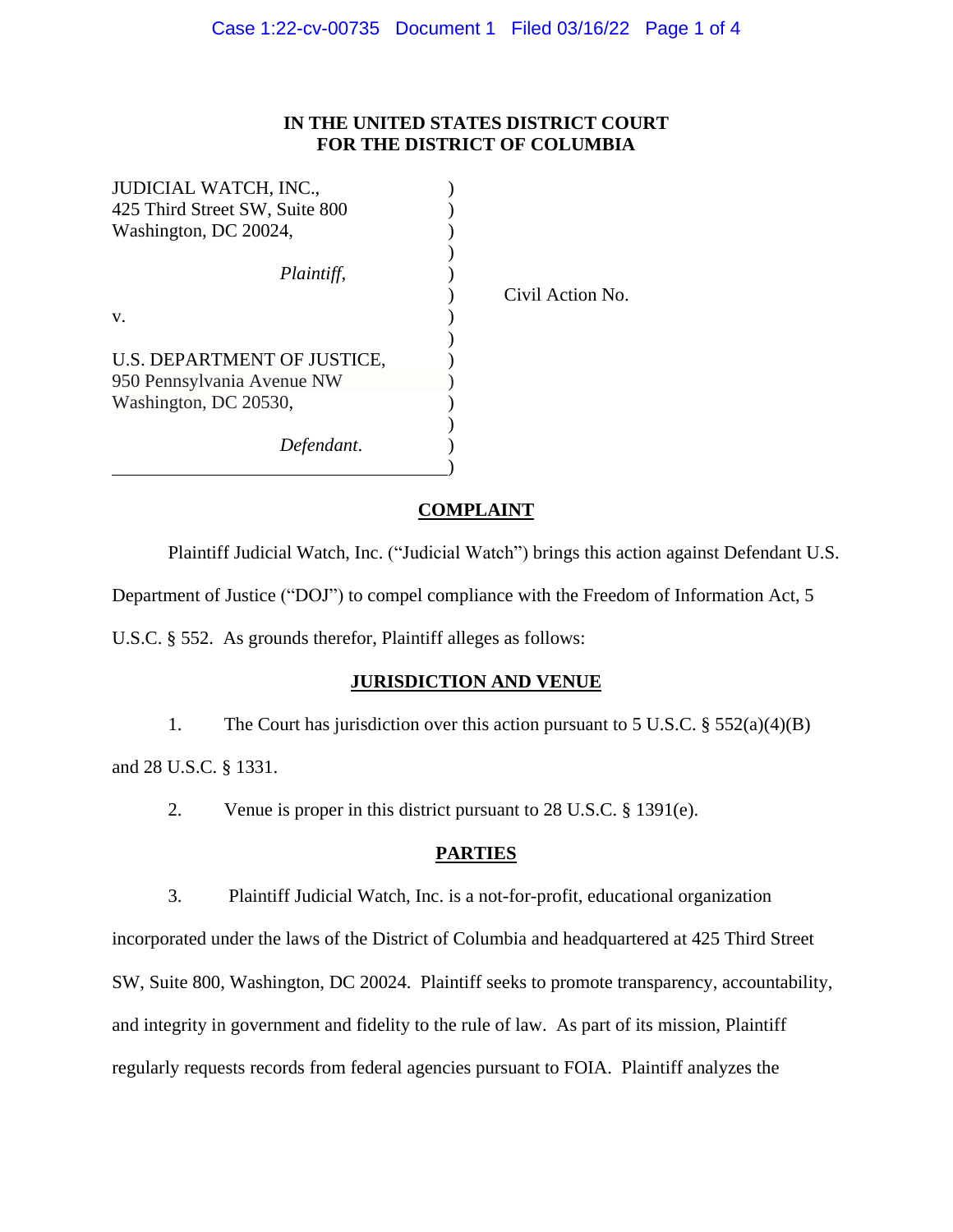**IN THE UNITED STATES DISTRICT COURT**
**FOR THE DISTRICT OF COLUMBIA**

JUDICIAL WATCH, INC.,
425 Third Street SW, Suite 800
Washington, DC 20024,

*Plaintiff*,

v.

U.S. DEPARTMENT OF JUSTICE,
950 Pennsylvania Avenue NW
Washington, DC 20530,

*Defendant*.

Civil Action No.

## COMPLAINT

Plaintiff Judicial Watch, Inc. ("Judicial Watch") brings this action against Defendant U.S. Department of Justice ("DOJ") to compel compliance with the Freedom of Information Act, 5 U.S.C. § 552. As grounds therefor, Plaintiff alleges as follows:

## JURISDICTION AND VENUE

1. The Court has jurisdiction over this action pursuant to 5 U.S.C. § 552(a)(4)(B) and 28 U.S.C. § 1331.

2. Venue is proper in this district pursuant to 28 U.S.C. § 1391(e).

## PARTIES

3. Plaintiff Judicial Watch, Inc. is a not-for-profit, educational organization incorporated under the laws of the District of Columbia and headquartered at 425 Third Street SW, Suite 800, Washington, DC 20024. Plaintiff seeks to promote transparency, accountability, and integrity in government and fidelity to the rule of law. As part of its mission, Plaintiff regularly requests records from federal agencies pursuant to FOIA. Plaintiff analyzes the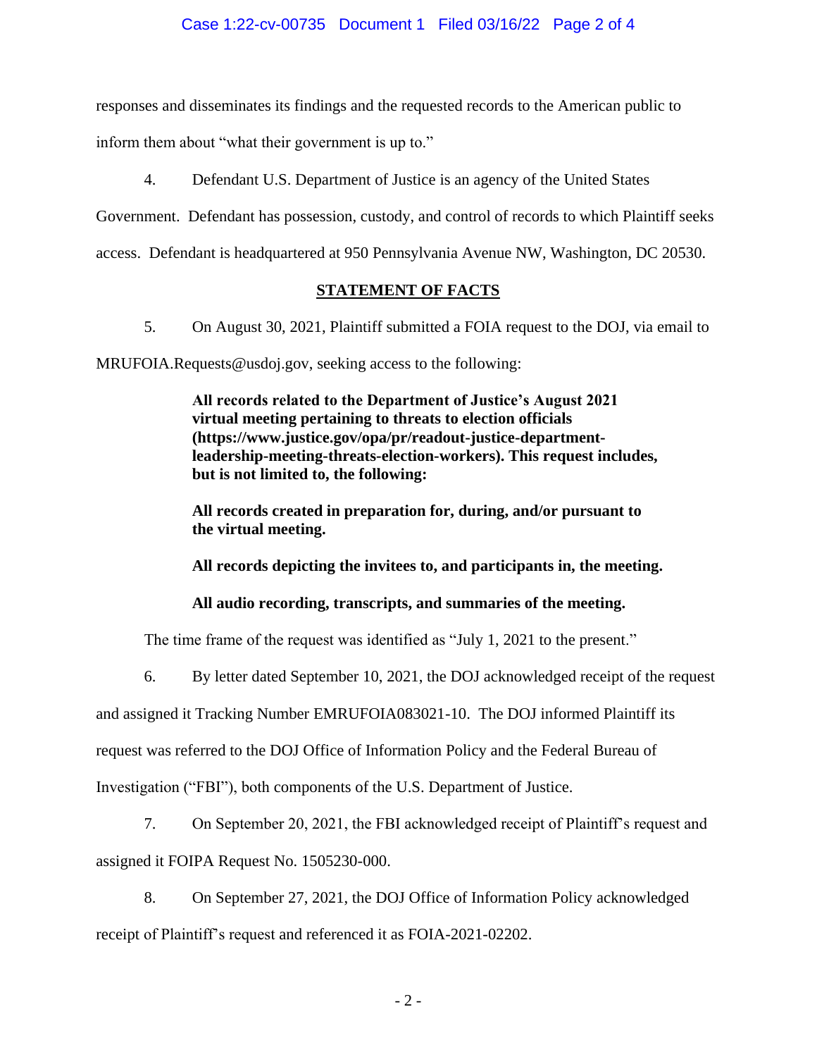responses and disseminates its findings and the requested records to the American public to inform them about "what their government is up to."

4. Defendant U.S. Department of Justice is an agency of the United States Government. Defendant has possession, custody, and control of records to which Plaintiff seeks access. Defendant is headquartered at 950 Pennsylvania Avenue NW, Washington, DC 20530.

## STATEMENT OF FACTS

5. On August 30, 2021, Plaintiff submitted a FOIA request to the DOJ, via email to MRUFOIA.Requests@usdoj.gov, seeking access to the following:

> **All records related to the Department of Justice's August 2021 virtual meeting pertaining to threats to election officials (https://www.justice.gov/opa/pr/readout-justice-department-leadership-meeting-threats-election-workers). This request includes, but is not limited to, the following:**
>
> **All records created in preparation for, during, and/or pursuant to the virtual meeting.**
>
> **All records depicting the invitees to, and participants in, the meeting.**
>
> **All audio recording, transcripts, and summaries of the meeting.**

The time frame of the request was identified as "July 1, 2021 to the present."

6. By letter dated September 10, 2021, the DOJ acknowledged receipt of the request and assigned it Tracking Number EMRUFOIA083021-10. The DOJ informed Plaintiff its request was referred to the DOJ Office of Information Policy and the Federal Bureau of Investigation ("FBI"), both components of the U.S. Department of Justice.

7. On September 20, 2021, the FBI acknowledged receipt of Plaintiff's request and assigned it FOIPA Request No. 1505230-000.

8. On September 27, 2021, the DOJ Office of Information Policy acknowledged receipt of Plaintiff's request and referenced it as FOIA-2021-02202.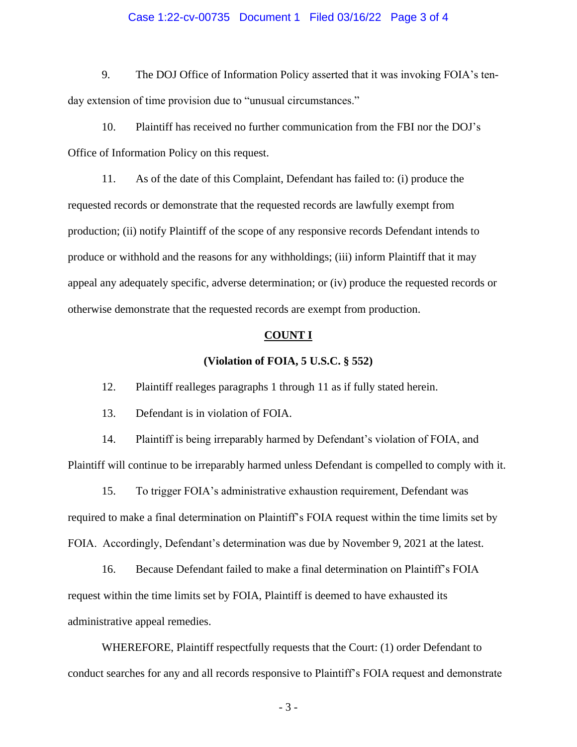9. The DOJ Office of Information Policy asserted that it was invoking FOIA's ten-day extension of time provision due to "unusual circumstances."

10. Plaintiff has received no further communication from the FBI nor the DOJ's Office of Information Policy on this request.

11. As of the date of this Complaint, Defendant has failed to: (i) produce the requested records or demonstrate that the requested records are lawfully exempt from production; (ii) notify Plaintiff of the scope of any responsive records Defendant intends to produce or withhold and the reasons for any withholdings; (iii) inform Plaintiff that it may appeal any adequately specific, adverse determination; or (iv) produce the requested records or otherwise demonstrate that the requested records are exempt from production.

**COUNT I**

**(Violation of FOIA, 5 U.S.C. § 552)**

12. Plaintiff realleges paragraphs 1 through 11 as if fully stated herein.

13. Defendant is in violation of FOIA.

14. Plaintiff is being irreparably harmed by Defendant's violation of FOIA, and Plaintiff will continue to be irreparably harmed unless Defendant is compelled to comply with it.

15. To trigger FOIA's administrative exhaustion requirement, Defendant was required to make a final determination on Plaintiff's FOIA request within the time limits set by FOIA. Accordingly, Defendant's determination was due by November 9, 2021 at the latest.

16. Because Defendant failed to make a final determination on Plaintiff's FOIA request within the time limits set by FOIA, Plaintiff is deemed to have exhausted its administrative appeal remedies.

WHEREFORE, Plaintiff respectfully requests that the Court: (1) order Defendant to conduct searches for any and all records responsive to Plaintiff's FOIA request and demonstrate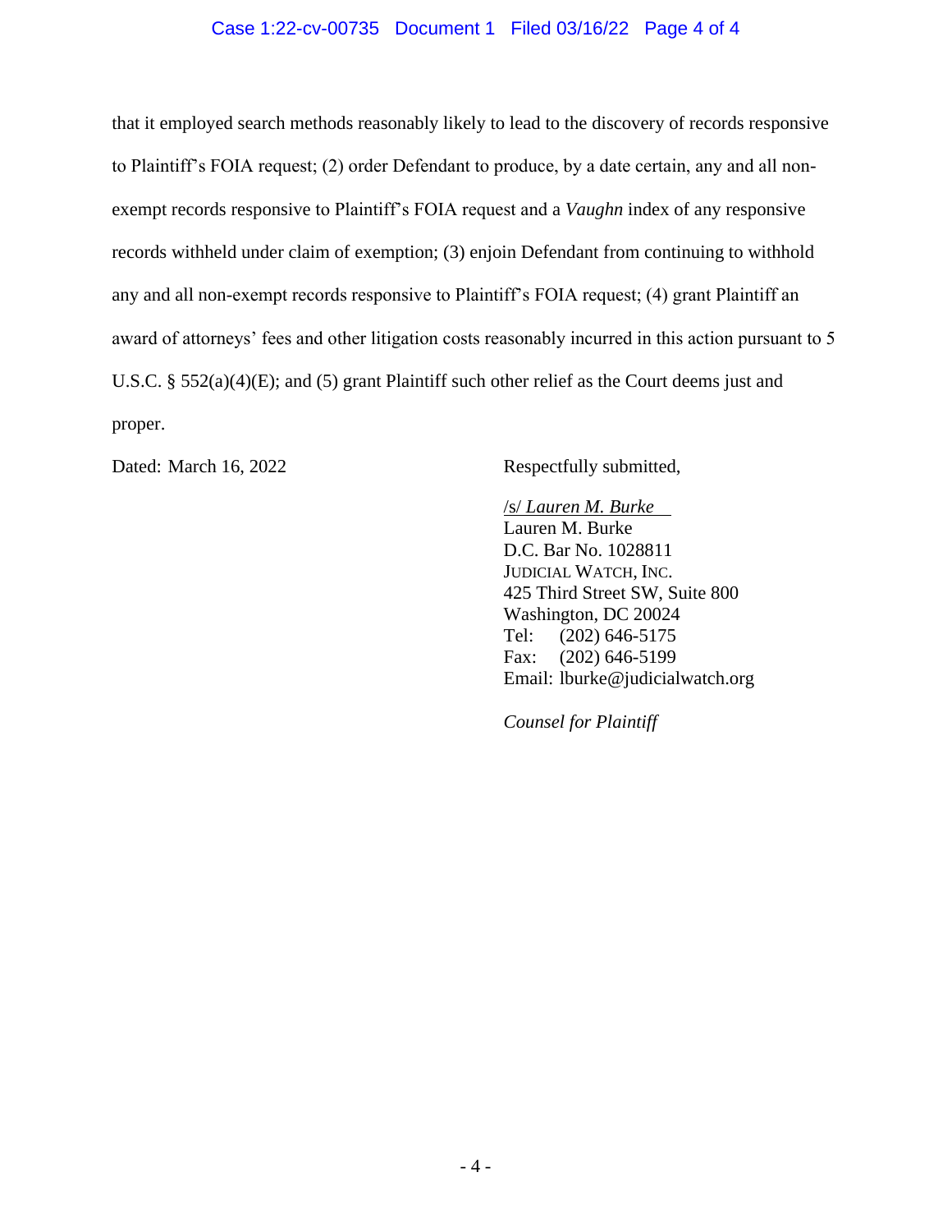that it employed search methods reasonably likely to lead to the discovery of records responsive to Plaintiff's FOIA request; (2) order Defendant to produce, by a date certain, any and all non-exempt records responsive to Plaintiff's FOIA request and a *Vaughn* index of any responsive records withheld under claim of exemption; (3) enjoin Defendant from continuing to withhold any and all non-exempt records responsive to Plaintiff's FOIA request; (4) grant Plaintiff an award of attorneys' fees and other litigation costs reasonably incurred in this action pursuant to 5 U.S.C. § 552(a)(4)(E); and (5) grant Plaintiff such other relief as the Court deems just and proper.

Dated: March 16, 2022

Respectfully submitted,

/s/ *Lauren M. Burke*
Lauren M. Burke
D.C. Bar No. 1028811
JUDICIAL WATCH, INC.
425 Third Street SW, Suite 800
Washington, DC 20024
Tel: (202) 646-5175
Fax: (202) 646-5199
Email: lburke@judicialwatch.org

*Counsel for Plaintiff*